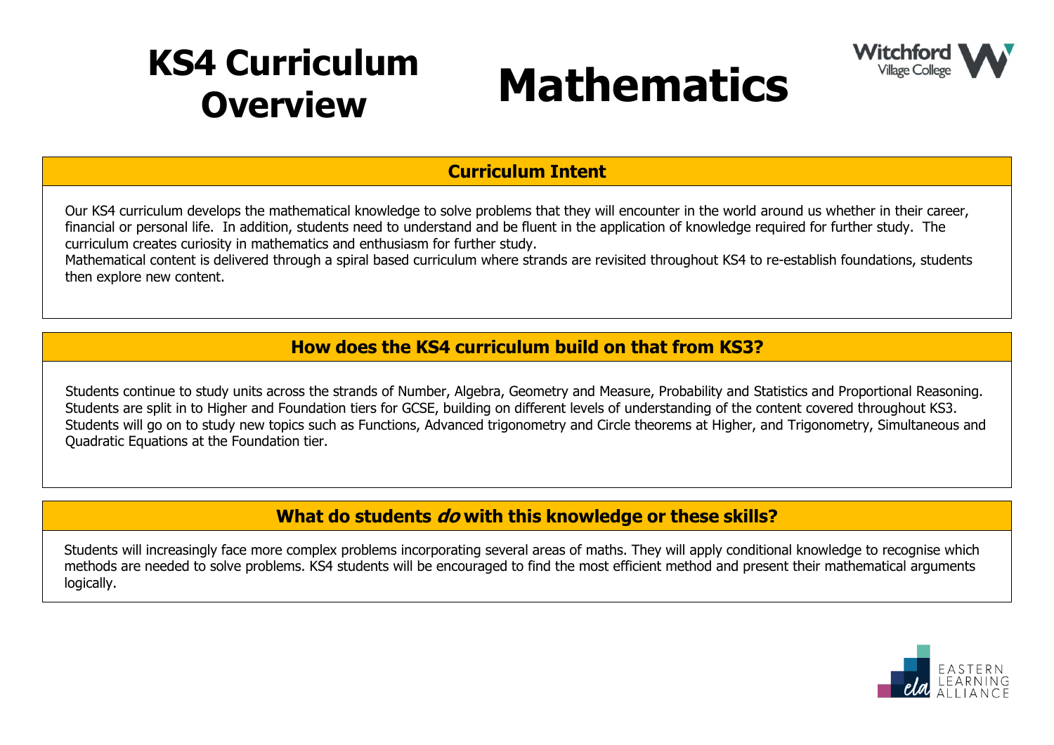# KS4 Curriculum Overview

# Mathematics

## Curriculum Intent

Our KS4 curriculum develops the mathematical knowledge to solve problems that they will encounter in the world around us whether in their career, financial or personal life. In addition, students need to understand and be fluent in the application of knowledge required for further study. The curriculum creates curiosity in mathematics and enthusiasm for further study.

Mathematical content is delivered through a spiral based curriculum where strands are revisited throughout KS4 to re-establish foundations, students then explore new content.

## How does the KS4 curriculum build on that from KS3?

Students continue to study units across the strands of Number, Algebra, Geometry and Measure, Probability and Statistics and Proportional Reasoning. Students are split in to Higher and Foundation tiers for GCSE, building on different levels of understanding of the content covered throughout KS3. Students will go on to study new topics such as Functions, Advanced trigonometry and Circle theorems at Higher, and Trigonometry, Simultaneous and Quadratic Equations at the Foundation tier.

## What do students *do* with this knowledge or these skills?

Students will increasingly face more complex problems incorporating several areas of maths. They will apply conditional knowledge to recognise which methods are needed to solve problems. KS4 students will be encouraged to find the most efficient method and present their mathematical arguments logically.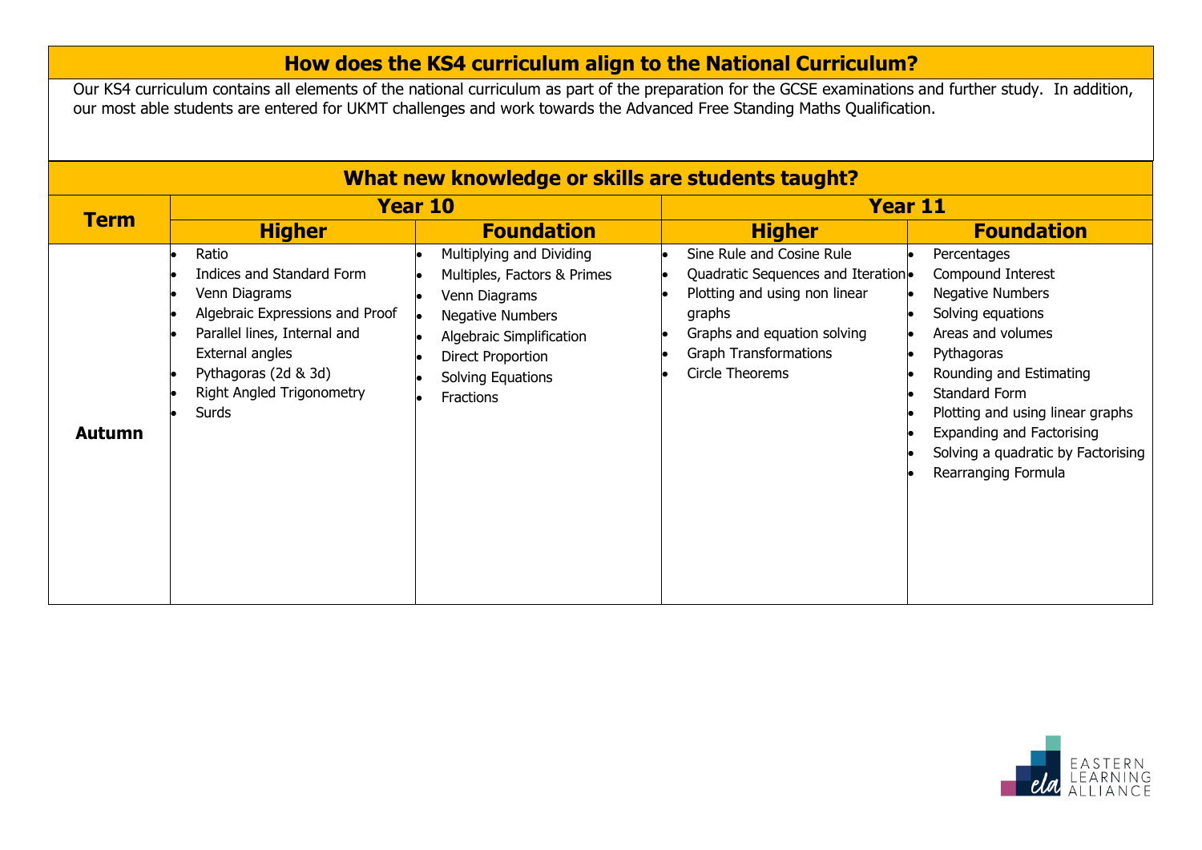## How does the KS4 curriculum align to the National Curriculum?

Our KS4 curriculum contains all elements of the national curriculum as part of the preparation for the GCSE examinations and further study. In addition, our most able students are entered for UKMT challenges and work towards the Advanced Free Standing Maths Qualification.

## What new knowledge or skills are students taught?

| Term | Year 10 | | Year 11 | |
|---|---|---|---|---|
| | **Higher** | **Foundation** | **Higher** | **Foundation** |
| **Autumn** | • Ratio<br>• Indices and Standard Form<br>• Venn Diagrams<br>• Algebraic Expressions and Proof<br>• Parallel lines, Internal and External angles<br>• Pythagoras (2d & 3d)<br>• Right Angled Trigonometry<br>• Surds | • Multiplying and Dividing<br>• Multiples, Factors & Primes<br>• Venn Diagrams<br>• Negative Numbers<br>• Algebraic Simplification<br>• Direct Proportion<br>• Solving Equations<br>• Fractions | • Sine Rule and Cosine Rule<br>• Quadratic Sequences and Iteration<br>• Plotting and using non linear graphs<br>• Graphs and equation solving<br>• Graph Transformations<br>• Circle Theorems | • Percentages<br>• Compound Interest<br>• Negative Numbers<br>• Solving equations<br>• Areas and volumes<br>• Pythagoras<br>• Rounding and Estimating<br>• Standard Form<br>• Plotting and using linear graphs<br>• Expanding and Factorising<br>• Solving a quadratic by Factorising<br>• Rearranging Formula |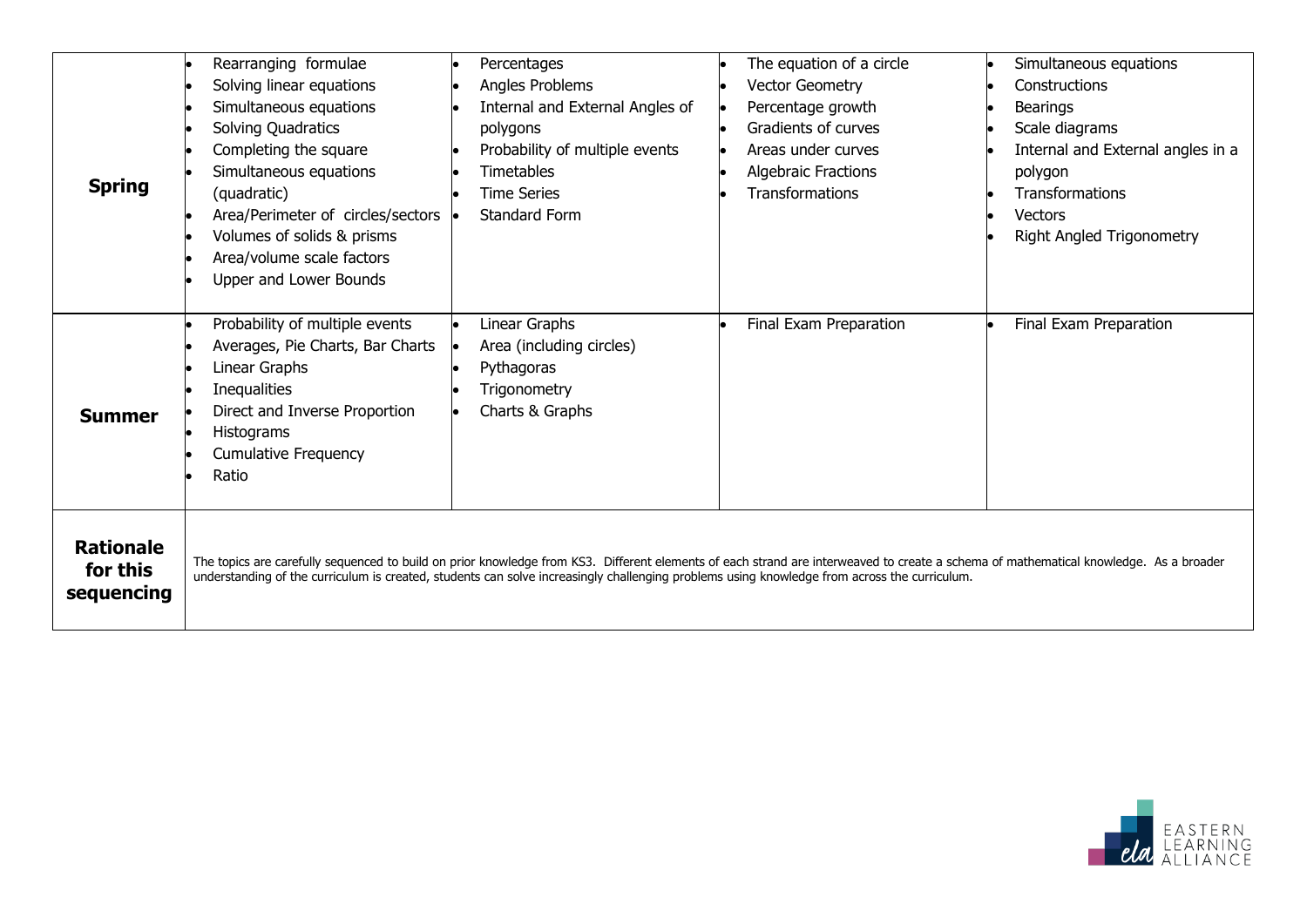| | | | | |
|---|---|---|---|---|
| **Spring** | • Rearranging formulae<br>• Solving linear equations<br>• Simultaneous equations<br>• Solving Quadratics<br>• Completing the square<br>• Simultaneous equations (quadratic)<br>• Area/Perimeter of circles/sectors<br>• Volumes of solids & prisms<br>• Area/volume scale factors<br>• Upper and Lower Bounds | • Percentages<br>• Angles Problems<br>• Internal and External Angles of polygons<br>• Probability of multiple events<br>• Timetables<br>• Time Series<br>• Standard Form | • The equation of a circle<br>• Vector Geometry<br>• Percentage growth<br>• Gradients of curves<br>• Areas under curves<br>• Algebraic Fractions<br>• Transformations | • Simultaneous equations<br>• Constructions<br>• Bearings<br>• Scale diagrams<br>• Internal and External angles in a polygon<br>• Transformations<br>• Vectors<br>• Right Angled Trigonometry |
| **Summer** | • Probability of multiple events<br>• Averages, Pie Charts, Bar Charts<br>• Linear Graphs<br>• Inequalities<br>• Direct and Inverse Proportion<br>• Histograms<br>• Cumulative Frequency<br>• Ratio | • Linear Graphs<br>• Area (including circles)<br>• Pythagoras<br>• Trigonometry<br>• Charts & Graphs | • Final Exam Preparation | • Final Exam Preparation |
| **Rationale for this sequencing** | The topics are carefully sequenced to build on prior knowledge from KS3. Different elements of each strand are interweaved to create a schema of mathematical knowledge. As a broader understanding of the curriculum is created, students can solve increasingly challenging problems using knowledge from across the curriculum. | | | |

EASTERN LEARNING ALLIANCE